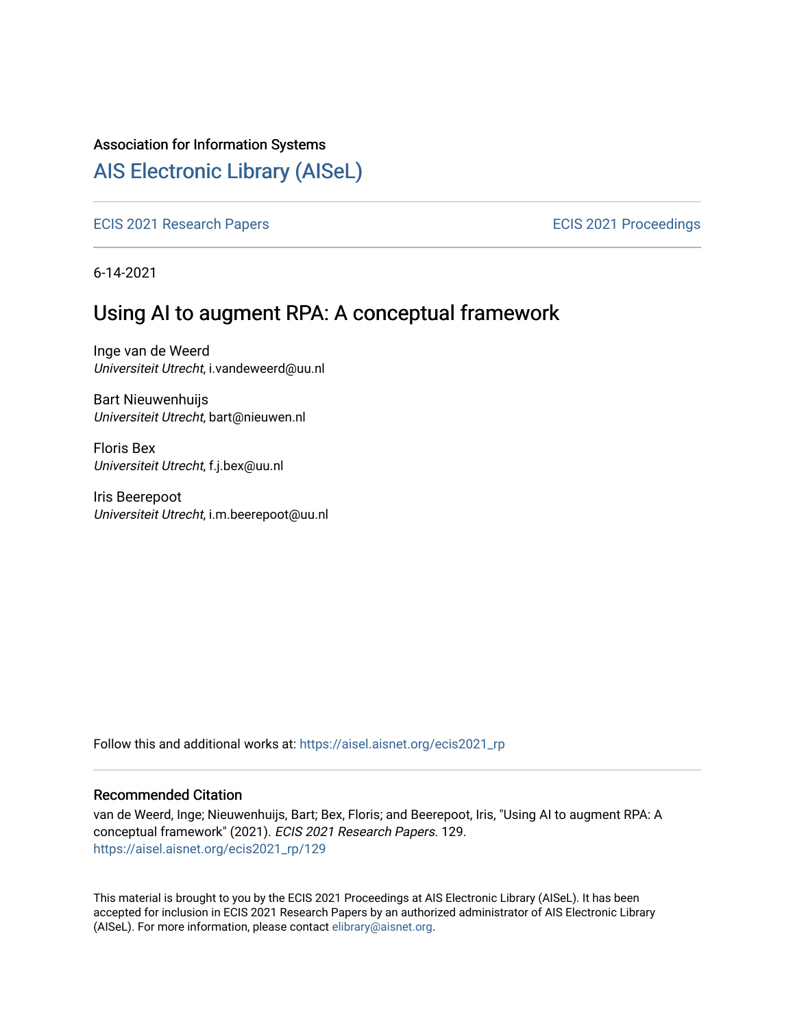Association for Information Systems

# AIS Electronic Library (AISeL)

ECIS 2021 Research Papers

ECIS 2021 Proceedings

6-14-2021

## Using AI to augment RPA: A conceptual framework

Inge van de Weerd
*Universiteit Utrecht*, i.vandeweerd@uu.nl

Bart Nieuwenhuijs
*Universiteit Utrecht*, bart@nieuwen.nl

Floris Bex
*Universiteit Utrecht*, f.j.bex@uu.nl

Iris Beerepoot
*Universiteit Utrecht*, i.m.beerepoot@uu.nl

Follow this and additional works at: https://aisel.aisnet.org/ecis2021_rp

### Recommended Citation

van de Weerd, Inge; Nieuwenhuijs, Bart; Bex, Floris; and Beerepoot, Iris, "Using AI to augment RPA: A conceptual framework" (2021). *ECIS 2021 Research Papers*. 129.
https://aisel.aisnet.org/ecis2021_rp/129

This material is brought to you by the ECIS 2021 Proceedings at AIS Electronic Library (AISeL). It has been accepted for inclusion in ECIS 2021 Research Papers by an authorized administrator of AIS Electronic Library (AISeL). For more information, please contact elibrary@aisnet.org.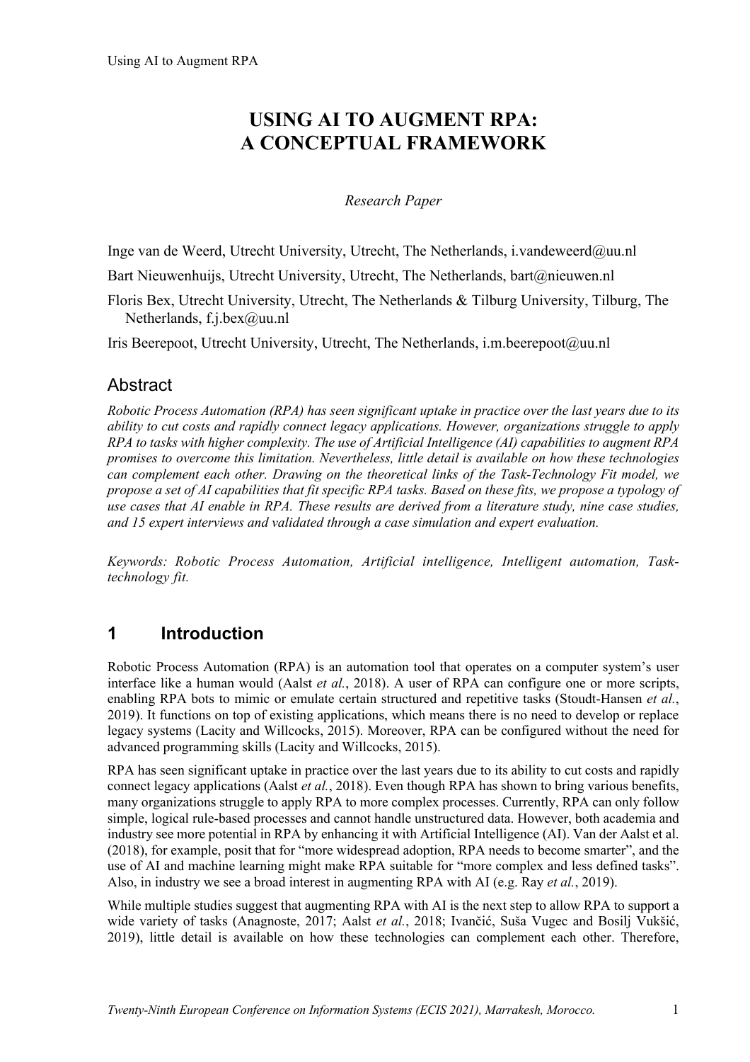# USING AI TO AUGMENT RPA: A CONCEPTUAL FRAMEWORK

*Research Paper*

Inge van de Weerd, Utrecht University, Utrecht, The Netherlands, i.vandeweerd@uu.nl

Bart Nieuwenhuijs, Utrecht University, Utrecht, The Netherlands, bart@nieuwen.nl

Floris Bex, Utrecht University, Utrecht, The Netherlands & Tilburg University, Tilburg, The Netherlands, f.j.bex@uu.nl

Iris Beerepoot, Utrecht University, Utrecht, The Netherlands, i.m.beerepoot@uu.nl

## Abstract

*Robotic Process Automation (RPA) has seen significant uptake in practice over the last years due to its ability to cut costs and rapidly connect legacy applications. However, organizations struggle to apply RPA to tasks with higher complexity. The use of Artificial Intelligence (AI) capabilities to augment RPA promises to overcome this limitation. Nevertheless, little detail is available on how these technologies can complement each other. Drawing on the theoretical links of the Task-Technology Fit model, we propose a set of AI capabilities that fit specific RPA tasks. Based on these fits, we propose a typology of use cases that AI enable in RPA. These results are derived from a literature study, nine case studies, and 15 expert interviews and validated through a case simulation and expert evaluation.*

*Keywords: Robotic Process Automation, Artificial intelligence, Intelligent automation, Task-technology fit.*

## 1 Introduction

Robotic Process Automation (RPA) is an automation tool that operates on a computer system's user interface like a human would (Aalst *et al.*, 2018). A user of RPA can configure one or more scripts, enabling RPA bots to mimic or emulate certain structured and repetitive tasks (Stoudt-Hansen *et al.*, 2019). It functions on top of existing applications, which means there is no need to develop or replace legacy systems (Lacity and Willcocks, 2015). Moreover, RPA can be configured without the need for advanced programming skills (Lacity and Willcocks, 2015).

RPA has seen significant uptake in practice over the last years due to its ability to cut costs and rapidly connect legacy applications (Aalst *et al.*, 2018). Even though RPA has shown to bring various benefits, many organizations struggle to apply RPA to more complex processes. Currently, RPA can only follow simple, logical rule-based processes and cannot handle unstructured data. However, both academia and industry see more potential in RPA by enhancing it with Artificial Intelligence (AI). Van der Aalst et al. (2018), for example, posit that for "more widespread adoption, RPA needs to become smarter", and the use of AI and machine learning might make RPA suitable for "more complex and less defined tasks". Also, in industry we see a broad interest in augmenting RPA with AI (e.g. Ray *et al.*, 2019).

While multiple studies suggest that augmenting RPA with AI is the next step to allow RPA to support a wide variety of tasks (Anagnoste, 2017; Aalst *et al.*, 2018; Ivančić, Suša Vugec and Bosilj Vukšić, 2019), little detail is available on how these technologies can complement each other. Therefore,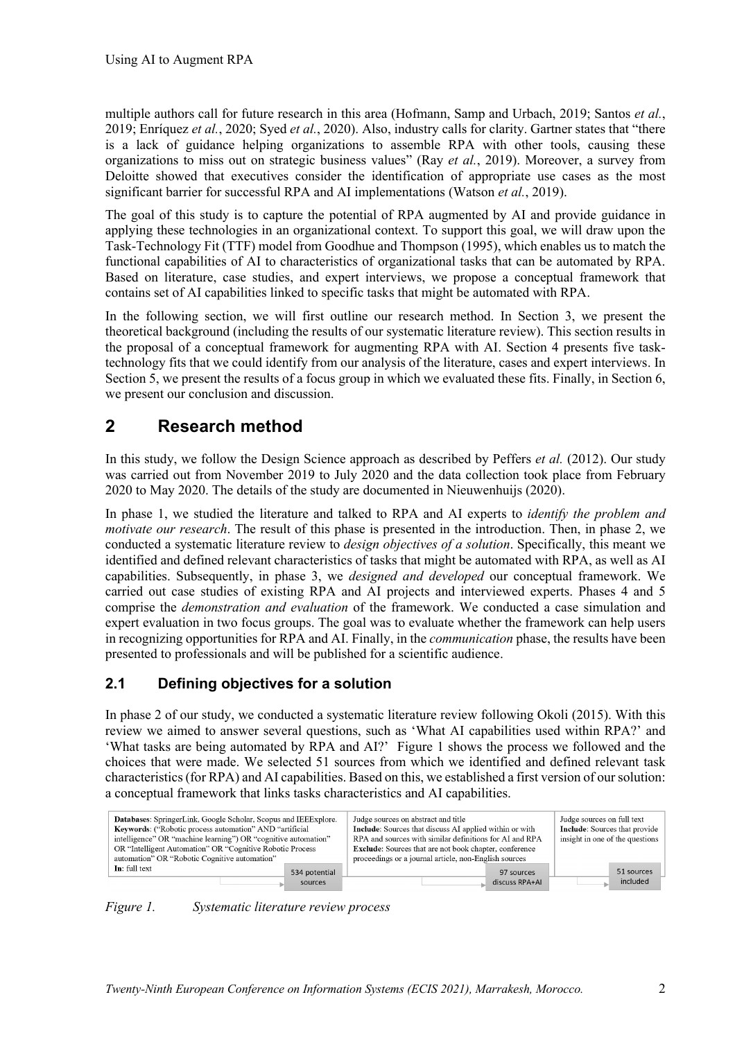multiple authors call for future research in this area (Hofmann, Samp and Urbach, 2019; Santos *et al.*, 2019; Enríquez *et al.*, 2020; Syed *et al.*, 2020). Also, industry calls for clarity. Gartner states that "there is a lack of guidance helping organizations to assemble RPA with other tools, causing these organizations to miss out on strategic business values" (Ray *et al.*, 2019). Moreover, a survey from Deloitte showed that executives consider the identification of appropriate use cases as the most significant barrier for successful RPA and AI implementations (Watson *et al.*, 2019).

The goal of this study is to capture the potential of RPA augmented by AI and provide guidance in applying these technologies in an organizational context. To support this goal, we will draw upon the Task-Technology Fit (TTF) model from Goodhue and Thompson (1995), which enables us to match the functional capabilities of AI to characteristics of organizational tasks that can be automated by RPA. Based on literature, case studies, and expert interviews, we propose a conceptual framework that contains set of AI capabilities linked to specific tasks that might be automated with RPA.

In the following section, we will first outline our research method. In Section 3, we present the theoretical background (including the results of our systematic literature review). This section results in the proposal of a conceptual framework for augmenting RPA with AI. Section 4 presents five task-technology fits that we could identify from our analysis of the literature, cases and expert interviews. In Section 5, we present the results of a focus group in which we evaluated these fits. Finally, in Section 6, we present our conclusion and discussion.

# 2 Research method

In this study, we follow the Design Science approach as described by Peffers *et al.* (2012). Our study was carried out from November 2019 to July 2020 and the data collection took place from February 2020 to May 2020. The details of the study are documented in Nieuwenhuijs (2020).

In phase 1, we studied the literature and talked to RPA and AI experts to *identify the problem and motivate our research*. The result of this phase is presented in the introduction. Then, in phase 2, we conducted a systematic literature review to *design objectives of a solution*. Specifically, this meant we identified and defined relevant characteristics of tasks that might be automated with RPA, as well as AI capabilities. Subsequently, in phase 3, we *designed and developed* our conceptual framework. We carried out case studies of existing RPA and AI projects and interviewed experts. Phases 4 and 5 comprise the *demonstration and evaluation* of the framework. We conducted a case simulation and expert evaluation in two focus groups. The goal was to evaluate whether the framework can help users in recognizing opportunities for RPA and AI. Finally, in the *communication* phase, the results have been presented to professionals and will be published for a scientific audience.

## 2.1 Defining objectives for a solution

In phase 2 of our study, we conducted a systematic literature review following Okoli (2015). With this review we aimed to answer several questions, such as 'What AI capabilities used within RPA?' and 'What tasks are being automated by RPA and AI?' Figure 1 shows the process we followed and the choices that were made. We selected 51 sources from which we identified and defined relevant task characteristics (for RPA) and AI capabilities. Based on this, we established a first version of our solution: a conceptual framework that links tasks characteristics and AI capabilities.

| **Databases**: SpringerLink, Google Scholar, Scopus and IEEEXplore. **Keywords**: ("Robotic process automation" AND "artificial intelligence" OR "machine learning") OR "cognitive automation" OR "Intelligent Automation" OR "Cognitive Robotic Process automation" OR "Robotic Cognitive automation" **In**: full text | Judge sources on abstract and title **Include**: Sources that discuss AI applied within or with RPA and sources with similar definitions for AI and RPA **Exclude**: Sources that are not book chapter, conference proceedings or a journal article, non-English sources | Judge sources on full text **Include**: Sources that provide insight in one of the questions |
|---|---|---|
| 534 potential sources → | 97 sources discuss RPA+AI → | 51 sources included |

*Figure 1. Systematic literature review process*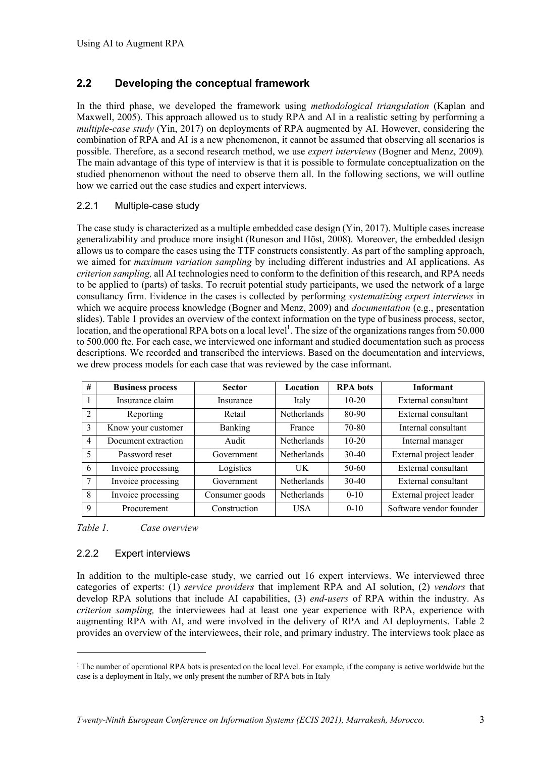## 2.2 Developing the conceptual framework

In the third phase, we developed the framework using *methodological triangulation* (Kaplan and Maxwell, 2005). This approach allowed us to study RPA and AI in a realistic setting by performing a *multiple-case study* (Yin, 2017) on deployments of RPA augmented by AI. However, considering the combination of RPA and AI is a new phenomenon, it cannot be assumed that observing all scenarios is possible. Therefore, as a second research method, we use *expert interviews* (Bogner and Menz, 2009)*.* The main advantage of this type of interview is that it is possible to formulate conceptualization on the studied phenomenon without the need to observe them all. In the following sections, we will outline how we carried out the case studies and expert interviews.

### 2.2.1 Multiple-case study

The case study is characterized as a multiple embedded case design (Yin, 2017). Multiple cases increase generalizability and produce more insight (Runeson and Höst, 2008). Moreover, the embedded design allows us to compare the cases using the TTF constructs consistently. As part of the sampling approach, we aimed for *maximum variation sampling* by including different industries and AI applications. As *criterion sampling,* all AI technologies need to conform to the definition of this research, and RPA needs to be applied to (parts) of tasks. To recruit potential study participants, we used the network of a large consultancy firm. Evidence in the cases is collected by performing *systematizing expert interviews* in which we acquire process knowledge (Bogner and Menz, 2009) and *documentation* (e.g., presentation slides). Table 1 provides an overview of the context information on the type of business process, sector, location, and the operational RPA bots on a local level[1]. The size of the organizations ranges from 50.000 to 500.000 fte. For each case, we interviewed one informant and studied documentation such as process descriptions. We recorded and transcribed the interviews. Based on the documentation and interviews, we drew process models for each case that was reviewed by the case informant.

| # | Business process | Sector | Location | RPA bots | Informant |
|---|---|---|---|---|---|
| 1 | Insurance claim | Insurance | Italy | 10-20 | External consultant |
| 2 | Reporting | Retail | Netherlands | 80-90 | External consultant |
| 3 | Know your customer | Banking | France | 70-80 | Internal consultant |
| 4 | Document extraction | Audit | Netherlands | 10-20 | Internal manager |
| 5 | Password reset | Government | Netherlands | 30-40 | External project leader |
| 6 | Invoice processing | Logistics | UK | 50-60 | External consultant |
| 7 | Invoice processing | Government | Netherlands | 30-40 | External consultant |
| 8 | Invoice processing | Consumer goods | Netherlands | 0-10 | External project leader |
| 9 | Procurement | Construction | USA | 0-10 | Software vendor founder |

*Table 1. Case overview*

### 2.2.2 Expert interviews

In addition to the multiple-case study, we carried out 16 expert interviews. We interviewed three categories of experts: (1) *service providers* that implement RPA and AI solution, (2) *vendors* that develop RPA solutions that include AI capabilities, (3) *end-users* of RPA within the industry. As *criterion sampling,* the interviewees had at least one year experience with RPA, experience with augmenting RPA with AI, and were involved in the delivery of RPA and AI deployments. Table 2 provides an overview of the interviewees, their role, and primary industry. The interviews took place as

[1] The number of operational RPA bots is presented on the local level. For example, if the company is active worldwide but the case is a deployment in Italy, we only present the number of RPA bots in Italy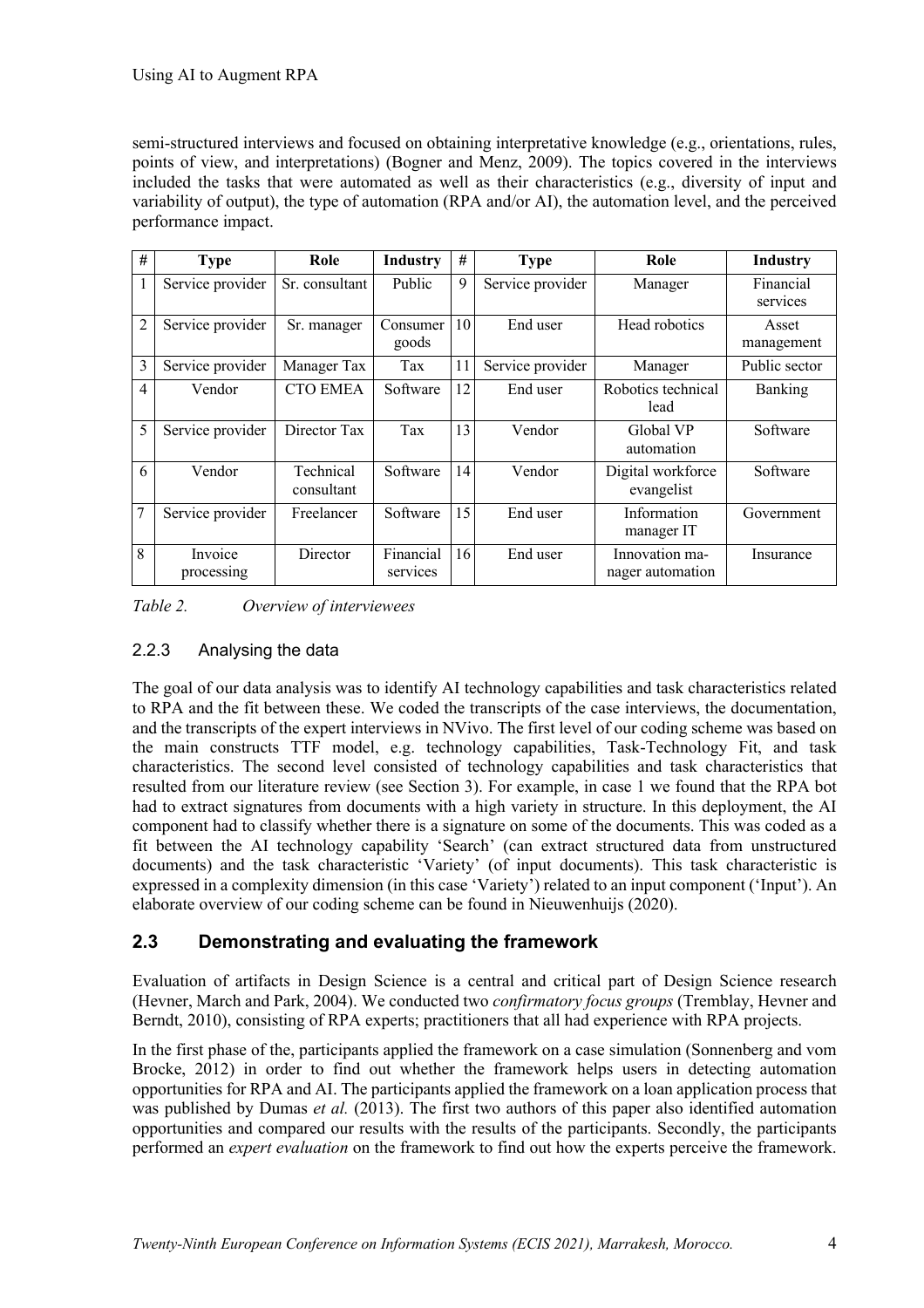semi-structured interviews and focused on obtaining interpretative knowledge (e.g., orientations, rules, points of view, and interpretations) (Bogner and Menz, 2009). The topics covered in the interviews included the tasks that were automated as well as their characteristics (e.g., diversity of input and variability of output), the type of automation (RPA and/or AI), the automation level, and the perceived performance impact.

| # | Type | Role | Industry | # | Type | Role | Industry |
|---|---|---|---|---|---|---|---|
| 1 | Service provider | Sr. consultant | Public | 9 | Service provider | Manager | Financial services |
| 2 | Service provider | Sr. manager | Consumer goods | 10 | End user | Head robotics | Asset management |
| 3 | Service provider | Manager Tax | Tax | 11 | Service provider | Manager | Public sector |
| 4 | Vendor | CTO EMEA | Software | 12 | End user | Robotics technical lead | Banking |
| 5 | Service provider | Director Tax | Tax | 13 | Vendor | Global VP automation | Software |
| 6 | Vendor | Technical consultant | Software | 14 | Vendor | Digital workforce evangelist | Software |
| 7 | Service provider | Freelancer | Software | 15 | End user | Information manager IT | Government |
| 8 | Invoice processing | Director | Financial services | 16 | End user | Innovation manager automation | Insurance |

*Table 2. Overview of interviewees*

### 2.2.3 Analysing the data

The goal of our data analysis was to identify AI technology capabilities and task characteristics related to RPA and the fit between these. We coded the transcripts of the case interviews, the documentation, and the transcripts of the expert interviews in NVivo. The first level of our coding scheme was based on the main constructs TTF model, e.g. technology capabilities, Task-Technology Fit, and task characteristics. The second level consisted of technology capabilities and task characteristics that resulted from our literature review (see Section 3). For example, in case 1 we found that the RPA bot had to extract signatures from documents with a high variety in structure. In this deployment, the AI component had to classify whether there is a signature on some of the documents. This was coded as a fit between the AI technology capability 'Search' (can extract structured data from unstructured documents) and the task characteristic 'Variety' (of input documents). This task characteristic is expressed in a complexity dimension (in this case 'Variety') related to an input component ('Input'). An elaborate overview of our coding scheme can be found in Nieuwenhuijs (2020).

## 2.3 Demonstrating and evaluating the framework

Evaluation of artifacts in Design Science is a central and critical part of Design Science research (Hevner, March and Park, 2004). We conducted two *confirmatory focus groups* (Tremblay, Hevner and Berndt, 2010), consisting of RPA experts; practitioners that all had experience with RPA projects.

In the first phase of the, participants applied the framework on a case simulation (Sonnenberg and vom Brocke, 2012) in order to find out whether the framework helps users in detecting automation opportunities for RPA and AI. The participants applied the framework on a loan application process that was published by Dumas *et al.* (2013). The first two authors of this paper also identified automation opportunities and compared our results with the results of the participants. Secondly, the participants performed an *expert evaluation* on the framework to find out how the experts perceive the framework.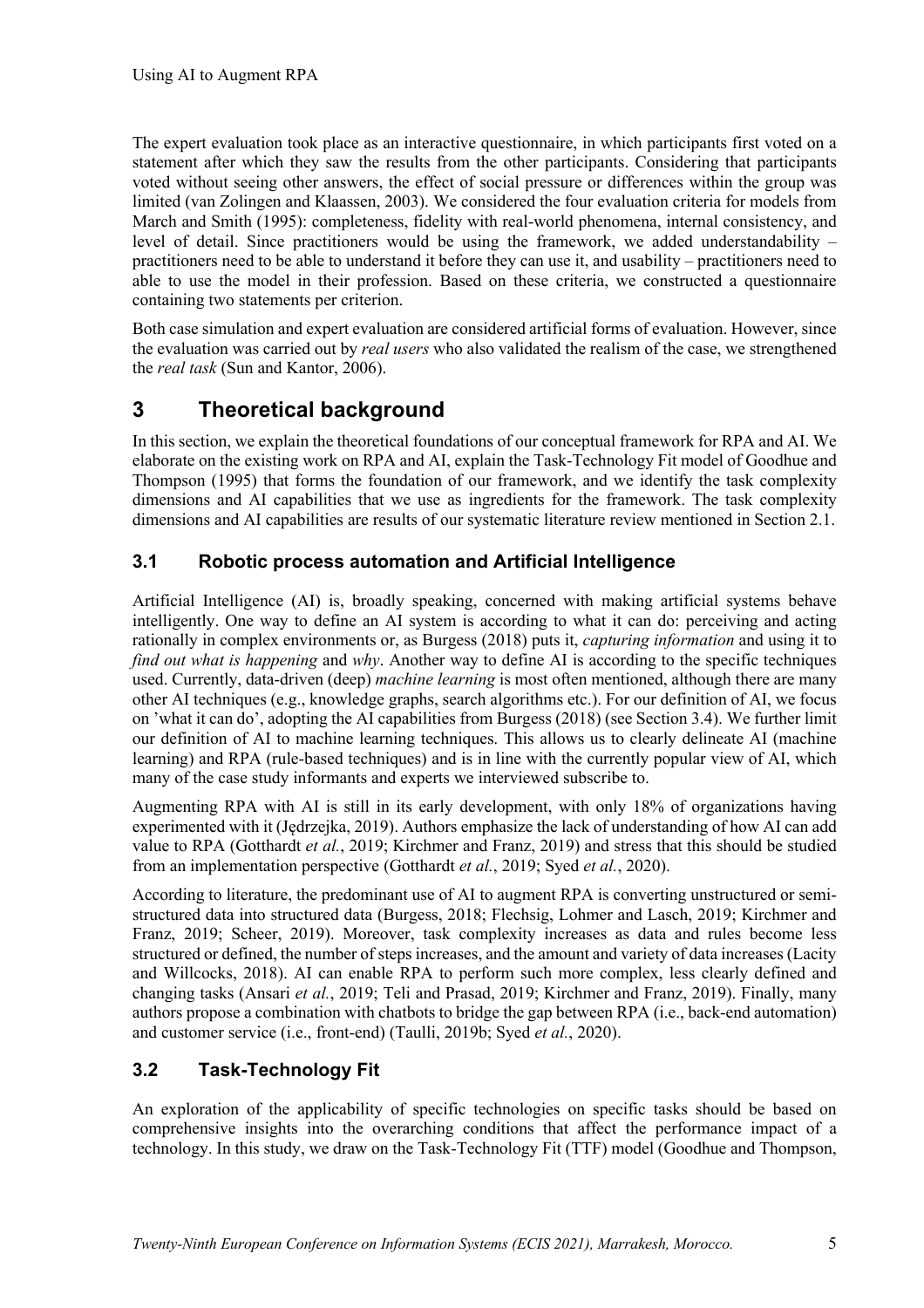The expert evaluation took place as an interactive questionnaire, in which participants first voted on a statement after which they saw the results from the other participants. Considering that participants voted without seeing other answers, the effect of social pressure or differences within the group was limited (van Zolingen and Klaassen, 2003). We considered the four evaluation criteria for models from March and Smith (1995): completeness, fidelity with real-world phenomena, internal consistency, and level of detail. Since practitioners would be using the framework, we added understandability – practitioners need to be able to understand it before they can use it, and usability – practitioners need to able to use the model in their profession. Based on these criteria, we constructed a questionnaire containing two statements per criterion.

Both case simulation and expert evaluation are considered artificial forms of evaluation. However, since the evaluation was carried out by *real users* who also validated the realism of the case, we strengthened the *real task* (Sun and Kantor, 2006).

# 3 Theoretical background

In this section, we explain the theoretical foundations of our conceptual framework for RPA and AI. We elaborate on the existing work on RPA and AI, explain the Task-Technology Fit model of Goodhue and Thompson (1995) that forms the foundation of our framework, and we identify the task complexity dimensions and AI capabilities that we use as ingredients for the framework. The task complexity dimensions and AI capabilities are results of our systematic literature review mentioned in Section 2.1.

## 3.1 Robotic process automation and Artificial Intelligence

Artificial Intelligence (AI) is, broadly speaking, concerned with making artificial systems behave intelligently. One way to define an AI system is according to what it can do: perceiving and acting rationally in complex environments or, as Burgess (2018) puts it, *capturing information* and using it to *find out what is happening* and *why*. Another way to define AI is according to the specific techniques used. Currently, data-driven (deep) *machine learning* is most often mentioned, although there are many other AI techniques (e.g., knowledge graphs, search algorithms etc.). For our definition of AI, we focus on 'what it can do', adopting the AI capabilities from Burgess (2018) (see Section 3.4). We further limit our definition of AI to machine learning techniques. This allows us to clearly delineate AI (machine learning) and RPA (rule-based techniques) and is in line with the currently popular view of AI, which many of the case study informants and experts we interviewed subscribe to.

Augmenting RPA with AI is still in its early development, with only 18% of organizations having experimented with it (Jędrzejka, 2019). Authors emphasize the lack of understanding of how AI can add value to RPA (Gotthardt *et al.*, 2019; Kirchmer and Franz, 2019) and stress that this should be studied from an implementation perspective (Gotthardt *et al.*, 2019; Syed *et al.*, 2020).

According to literature, the predominant use of AI to augment RPA is converting unstructured or semi-structured data into structured data (Burgess, 2018; Flechsig, Lohmer and Lasch, 2019; Kirchmer and Franz, 2019; Scheer, 2019). Moreover, task complexity increases as data and rules become less structured or defined, the number of steps increases, and the amount and variety of data increases (Lacity and Willcocks, 2018). AI can enable RPA to perform such more complex, less clearly defined and changing tasks (Ansari *et al.*, 2019; Teli and Prasad, 2019; Kirchmer and Franz, 2019). Finally, many authors propose a combination with chatbots to bridge the gap between RPA (i.e., back-end automation) and customer service (i.e., front-end) (Taulli, 2019b; Syed *et al.*, 2020).

## 3.2 Task-Technology Fit

An exploration of the applicability of specific technologies on specific tasks should be based on comprehensive insights into the overarching conditions that affect the performance impact of a technology. In this study, we draw on the Task-Technology Fit (TTF) model (Goodhue and Thompson,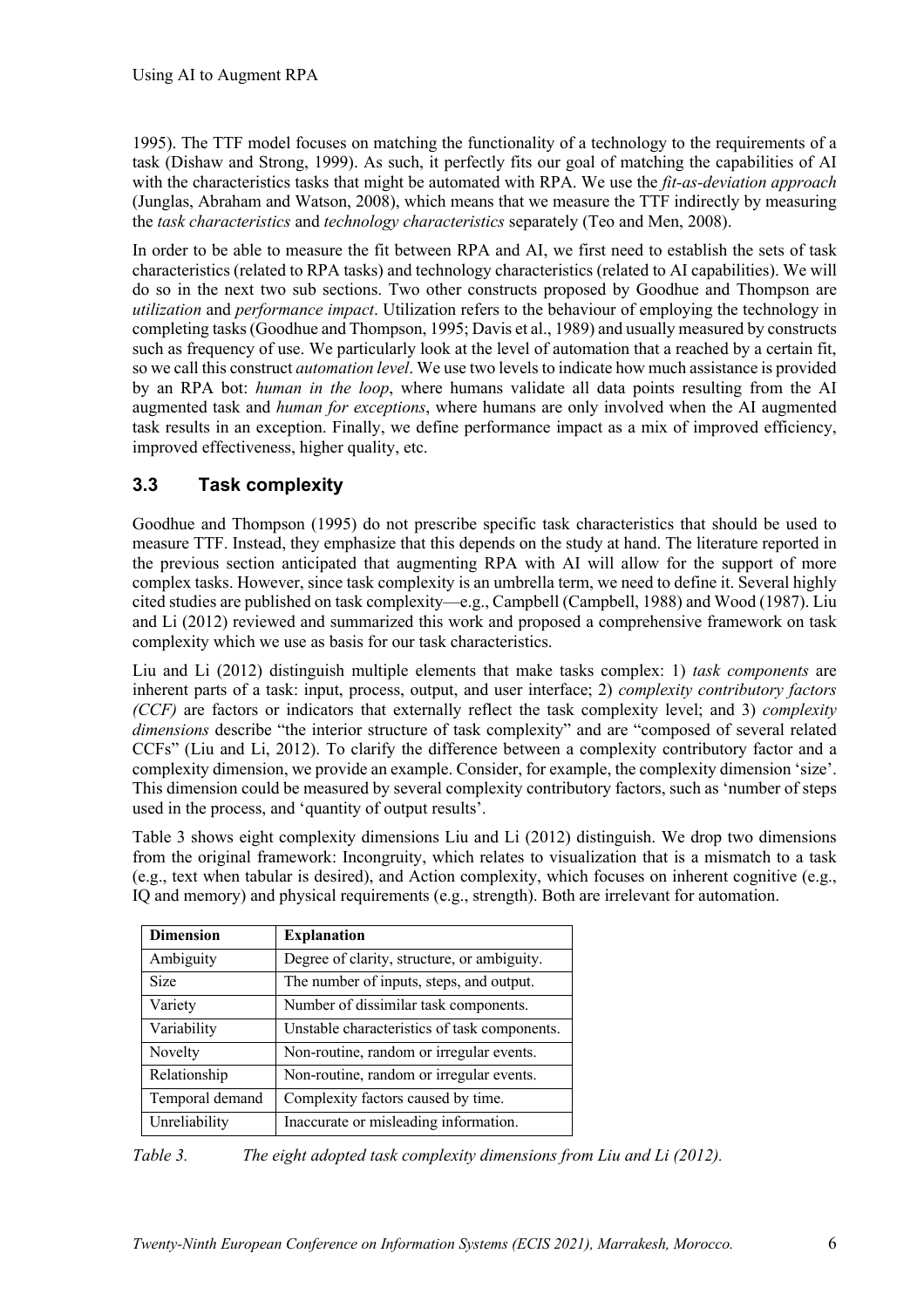1995). The TTF model focuses on matching the functionality of a technology to the requirements of a task (Dishaw and Strong, 1999). As such, it perfectly fits our goal of matching the capabilities of AI with the characteristics tasks that might be automated with RPA. We use the *fit-as-deviation approach* (Junglas, Abraham and Watson, 2008), which means that we measure the TTF indirectly by measuring the *task characteristics* and *technology characteristics* separately (Teo and Men, 2008).

In order to be able to measure the fit between RPA and AI, we first need to establish the sets of task characteristics (related to RPA tasks) and technology characteristics (related to AI capabilities). We will do so in the next two sub sections. Two other constructs proposed by Goodhue and Thompson are *utilization* and *performance impact*. Utilization refers to the behaviour of employing the technology in completing tasks (Goodhue and Thompson, 1995; Davis et al., 1989) and usually measured by constructs such as frequency of use. We particularly look at the level of automation that a reached by a certain fit, so we call this construct *automation level*. We use two levels to indicate how much assistance is provided by an RPA bot: *human in the loop*, where humans validate all data points resulting from the AI augmented task and *human for exceptions*, where humans are only involved when the AI augmented task results in an exception. Finally, we define performance impact as a mix of improved efficiency, improved effectiveness, higher quality, etc.

## 3.3 Task complexity

Goodhue and Thompson (1995) do not prescribe specific task characteristics that should be used to measure TTF. Instead, they emphasize that this depends on the study at hand. The literature reported in the previous section anticipated that augmenting RPA with AI will allow for the support of more complex tasks. However, since task complexity is an umbrella term, we need to define it. Several highly cited studies are published on task complexity—e.g., Campbell (Campbell, 1988) and Wood (1987). Liu and Li (2012) reviewed and summarized this work and proposed a comprehensive framework on task complexity which we use as basis for our task characteristics.

Liu and Li (2012) distinguish multiple elements that make tasks complex: 1) *task components* are inherent parts of a task: input, process, output, and user interface; 2) *complexity contributory factors (CCF)* are factors or indicators that externally reflect the task complexity level; and 3) *complexity dimensions* describe "the interior structure of task complexity" and are "composed of several related CCFs" (Liu and Li, 2012). To clarify the difference between a complexity contributory factor and a complexity dimension, we provide an example. Consider, for example, the complexity dimension 'size'. This dimension could be measured by several complexity contributory factors, such as 'number of steps used in the process, and 'quantity of output results'.

Table 3 shows eight complexity dimensions Liu and Li (2012) distinguish. We drop two dimensions from the original framework: Incongruity, which relates to visualization that is a mismatch to a task (e.g., text when tabular is desired), and Action complexity, which focuses on inherent cognitive (e.g., IQ and memory) and physical requirements (e.g., strength). Both are irrelevant for automation.

| Dimension | Explanation |
|---|---|
| Ambiguity | Degree of clarity, structure, or ambiguity. |
| Size | The number of inputs, steps, and output. |
| Variety | Number of dissimilar task components. |
| Variability | Unstable characteristics of task components. |
| Novelty | Non-routine, random or irregular events. |
| Relationship | Non-routine, random or irregular events. |
| Temporal demand | Complexity factors caused by time. |
| Unreliability | Inaccurate or misleading information. |

*Table 3. The eight adopted task complexity dimensions from Liu and Li (2012).*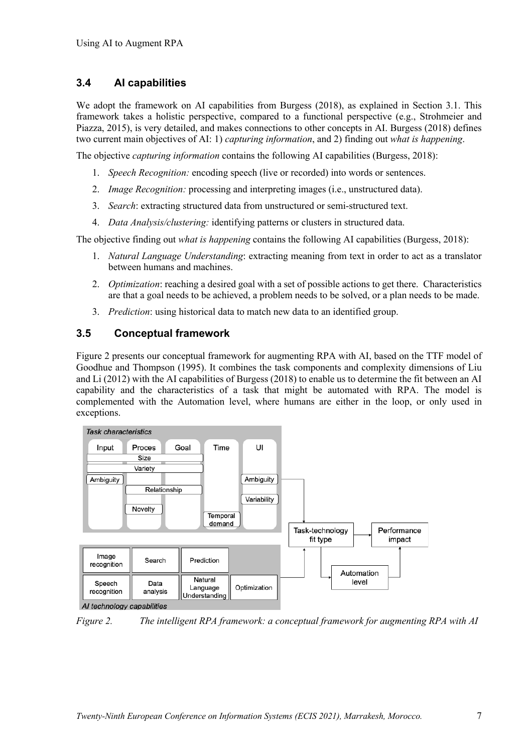### 3.4 AI capabilities

We adopt the framework on AI capabilities from Burgess (2018), as explained in Section 3.1. This framework takes a holistic perspective, compared to a functional perspective (e.g., Strohmeier and Piazza, 2015), is very detailed, and makes connections to other concepts in AI. Burgess (2018) defines two current main objectives of AI: 1) *capturing information*, and 2) finding out *what is happening*.

The objective *capturing information* contains the following AI capabilities (Burgess, 2018):

1. *Speech Recognition:* encoding speech (live or recorded) into words or sentences.
2. *Image Recognition:* processing and interpreting images (i.e., unstructured data).
3. *Search*: extracting structured data from unstructured or semi-structured text.
4. *Data Analysis/clustering:* identifying patterns or clusters in structured data.

The objective finding out *what is happening* contains the following AI capabilities (Burgess, 2018):

1. *Natural Language Understanding*: extracting meaning from text in order to act as a translator between humans and machines.
2. *Optimization*: reaching a desired goal with a set of possible actions to get there. Characteristics are that a goal needs to be achieved, a problem needs to be solved, or a plan needs to be made.
3. *Prediction*: using historical data to match new data to an identified group.

### 3.5 Conceptual framework

Figure 2 presents our conceptual framework for augmenting RPA with AI, based on the TTF model of Goodhue and Thompson (1995). It combines the task components and complexity dimensions of Liu and Li (2012) with the AI capabilities of Burgess (2018) to enable us to determine the fit between an AI capability and the characteristics of a task that might be automated with RPA. The model is complemented with the Automation level, where humans are either in the loop, or only used in exceptions.

*Figure 2. The intelligent RPA framework: a conceptual framework for augmenting RPA with AI*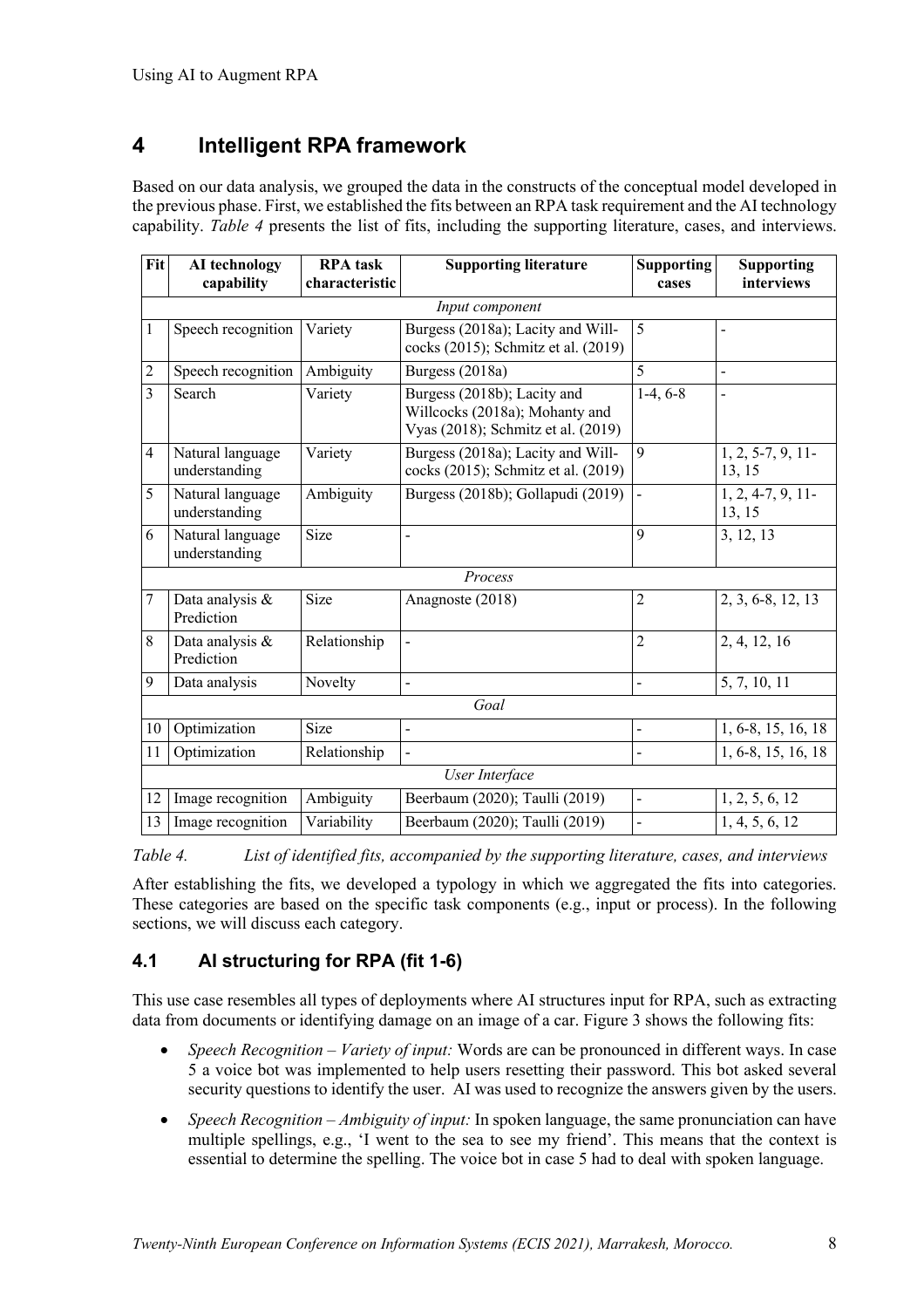# 4 Intelligent RPA framework

Based on our data analysis, we grouped the data in the constructs of the conceptual model developed in the previous phase. First, we established the fits between an RPA task requirement and the AI technology capability. *Table 4* presents the list of fits, including the supporting literature, cases, and interviews.

| Fit | AI technology capability | RPA task characteristic | Supporting literature | Supporting cases | Supporting interviews |
|---|---|---|---|---|---|
| | | | *Input component* | | |
| 1 | Speech recognition | Variety | Burgess (2018a); Lacity and Willcocks (2015); Schmitz et al. (2019) | 5 | - |
| 2 | Speech recognition | Ambiguity | Burgess (2018a) | 5 | - |
| 3 | Search | Variety | Burgess (2018b); Lacity and Willcocks (2018a); Mohanty and Vyas (2018); Schmitz et al. (2019) | 1-4, 6-8 | - |
| 4 | Natural language understanding | Variety | Burgess (2018a); Lacity and Willcocks (2015); Schmitz et al. (2019) | 9 | 1, 2, 5-7, 9, 11-13, 15 |
| 5 | Natural language understanding | Ambiguity | Burgess (2018b); Gollapudi (2019) | - | 1, 2, 4-7, 9, 11-13, 15 |
| 6 | Natural language understanding | Size | - | 9 | 3, 12, 13 |
| | | | *Process* | | |
| 7 | Data analysis & Prediction | Size | Anagnoste (2018) | 2 | 2, 3, 6-8, 12, 13 |
| 8 | Data analysis & Prediction | Relationship | - | 2 | 2, 4, 12, 16 |
| 9 | Data analysis | Novelty | - | - | 5, 7, 10, 11 |
| | | | *Goal* | | |
| 10 | Optimization | Size | - | - | 1, 6-8, 15, 16, 18 |
| 11 | Optimization | Relationship | - | - | 1, 6-8, 15, 16, 18 |
| | | | *User Interface* | | |
| 12 | Image recognition | Ambiguity | Beerbaum (2020); Taulli (2019) | - | 1, 2, 5, 6, 12 |
| 13 | Image recognition | Variability | Beerbaum (2020); Taulli (2019) | - | 1, 4, 5, 6, 12 |

*Table 4. List of identified fits, accompanied by the supporting literature, cases, and interviews*

After establishing the fits, we developed a typology in which we aggregated the fits into categories. These categories are based on the specific task components (e.g., input or process). In the following sections, we will discuss each category.

## 4.1 AI structuring for RPA (fit 1-6)

This use case resembles all types of deployments where AI structures input for RPA, such as extracting data from documents or identifying damage on an image of a car. Figure 3 shows the following fits:

- *Speech Recognition – Variety of input:* Words are can be pronounced in different ways. In case 5 a voice bot was implemented to help users resetting their password. This bot asked several security questions to identify the user. AI was used to recognize the answers given by the users.
- *Speech Recognition – Ambiguity of input:* In spoken language, the same pronunciation can have multiple spellings, e.g., 'I went to the sea to see my friend'. This means that the context is essential to determine the spelling. The voice bot in case 5 had to deal with spoken language.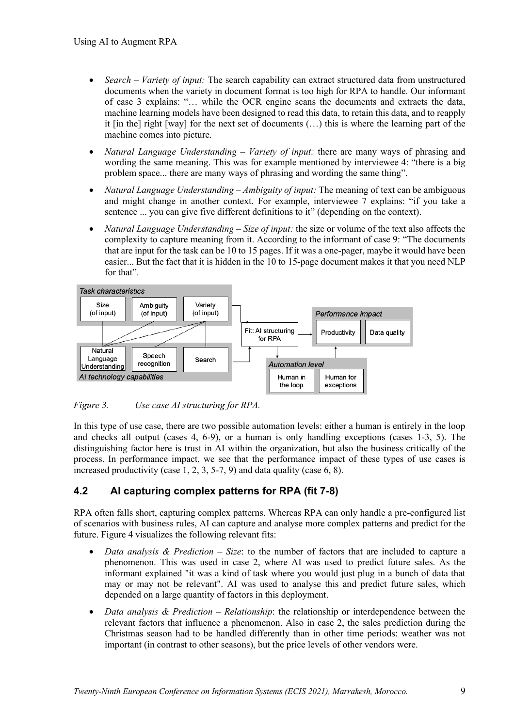- *Search – Variety of input:* The search capability can extract structured data from unstructured documents when the variety in document format is too high for RPA to handle. Our informant of case 3 explains: "… while the OCR engine scans the documents and extracts the data, machine learning models have been designed to read this data, to retain this data, and to reapply it [in the] right [way] for the next set of documents (…) this is where the learning part of the machine comes into picture.
- *Natural Language Understanding – Variety of input:* there are many ways of phrasing and wording the same meaning. This was for example mentioned by interviewee 4: "there is a big problem space... there are many ways of phrasing and wording the same thing".
- *Natural Language Understanding – Ambiguity of input:* The meaning of text can be ambiguous and might change in another context. For example, interviewee 7 explains: "if you take a sentence ... you can give five different definitions to it" (depending on the context).
- *Natural Language Understanding – Size of input:* the size or volume of the text also affects the complexity to capture meaning from it. According to the informant of case 9: "The documents that are input for the task can be 10 to 15 pages. If it was a one-pager, maybe it would have been easier... But the fact that it is hidden in the 10 to 15-page document makes it that you need NLP for that".

*Figure 3. Use case AI structuring for RPA.*

In this type of use case, there are two possible automation levels: either a human is entirely in the loop and checks all output (cases 4, 6-9), or a human is only handling exceptions (cases 1-3, 5). The distinguishing factor here is trust in AI within the organization, but also the business critically of the process. In performance impact, we see that the performance impact of these types of use cases is increased productivity (case 1, 2, 3, 5-7, 9) and data quality (case 6, 8).

## 4.2 AI capturing complex patterns for RPA (fit 7-8)

RPA often falls short, capturing complex patterns. Whereas RPA can only handle a pre-configured list of scenarios with business rules, AI can capture and analyse more complex patterns and predict for the future. Figure 4 visualizes the following relevant fits:

- *Data analysis & Prediction – Size*: to the number of factors that are included to capture a phenomenon. This was used in case 2, where AI was used to predict future sales. As the informant explained "it was a kind of task where you would just plug in a bunch of data that may or may not be relevant". AI was used to analyse this and predict future sales, which depended on a large quantity of factors in this deployment.
- *Data analysis & Prediction – Relationship*: the relationship or interdependence between the relevant factors that influence a phenomenon. Also in case 2, the sales prediction during the Christmas season had to be handled differently than in other time periods: weather was not important (in contrast to other seasons), but the price levels of other vendors were.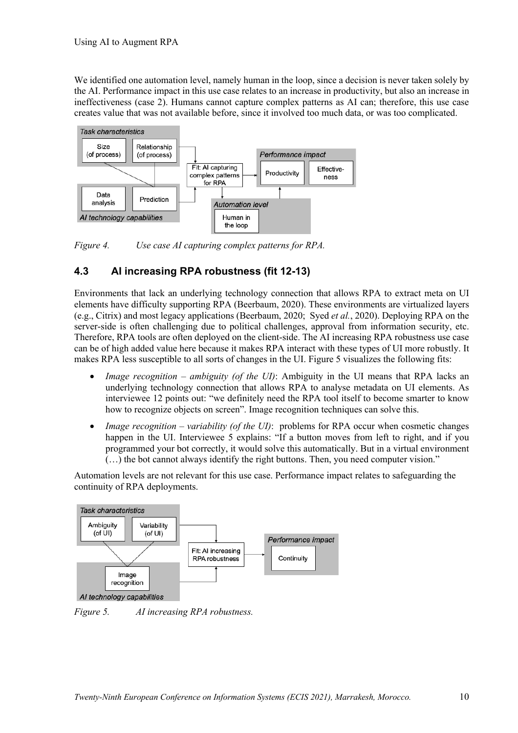We identified one automation level, namely human in the loop, since a decision is never taken solely by the AI. Performance impact in this use case relates to an increase in productivity, but also an increase in ineffectiveness (case 2). Humans cannot capture complex patterns as AI can; therefore, this use case creates value that was not available before, since it involved too much data, or was too complicated.

*Figure 4. Use case AI capturing complex patterns for RPA.*

## 4.3 AI increasing RPA robustness (fit 12-13)

Environments that lack an underlying technology connection that allows RPA to extract meta on UI elements have difficulty supporting RPA (Beerbaum, 2020). These environments are virtualized layers (e.g., Citrix) and most legacy applications (Beerbaum, 2020; Syed *et al.*, 2020). Deploying RPA on the server-side is often challenging due to political challenges, approval from information security, etc. Therefore, RPA tools are often deployed on the client-side. The AI increasing RPA robustness use case can be of high added value here because it makes RPA interact with these types of UI more robustly. It makes RPA less susceptible to all sorts of changes in the UI. Figure 5 visualizes the following fits:

- *Image recognition – ambiguity (of the UI)*: Ambiguity in the UI means that RPA lacks an underlying technology connection that allows RPA to analyse metadata on UI elements. As interviewee 12 points out: "we definitely need the RPA tool itself to become smarter to know how to recognize objects on screen". Image recognition techniques can solve this.
- *Image recognition – variability (of the UI)*: problems for RPA occur when cosmetic changes happen in the UI. Interviewee 5 explains: "If a button moves from left to right, and if you programmed your bot correctly, it would solve this automatically. But in a virtual environment (…) the bot cannot always identify the right buttons. Then, you need computer vision."

Automation levels are not relevant for this use case. Performance impact relates to safeguarding the continuity of RPA deployments.

*Figure 5. AI increasing RPA robustness.*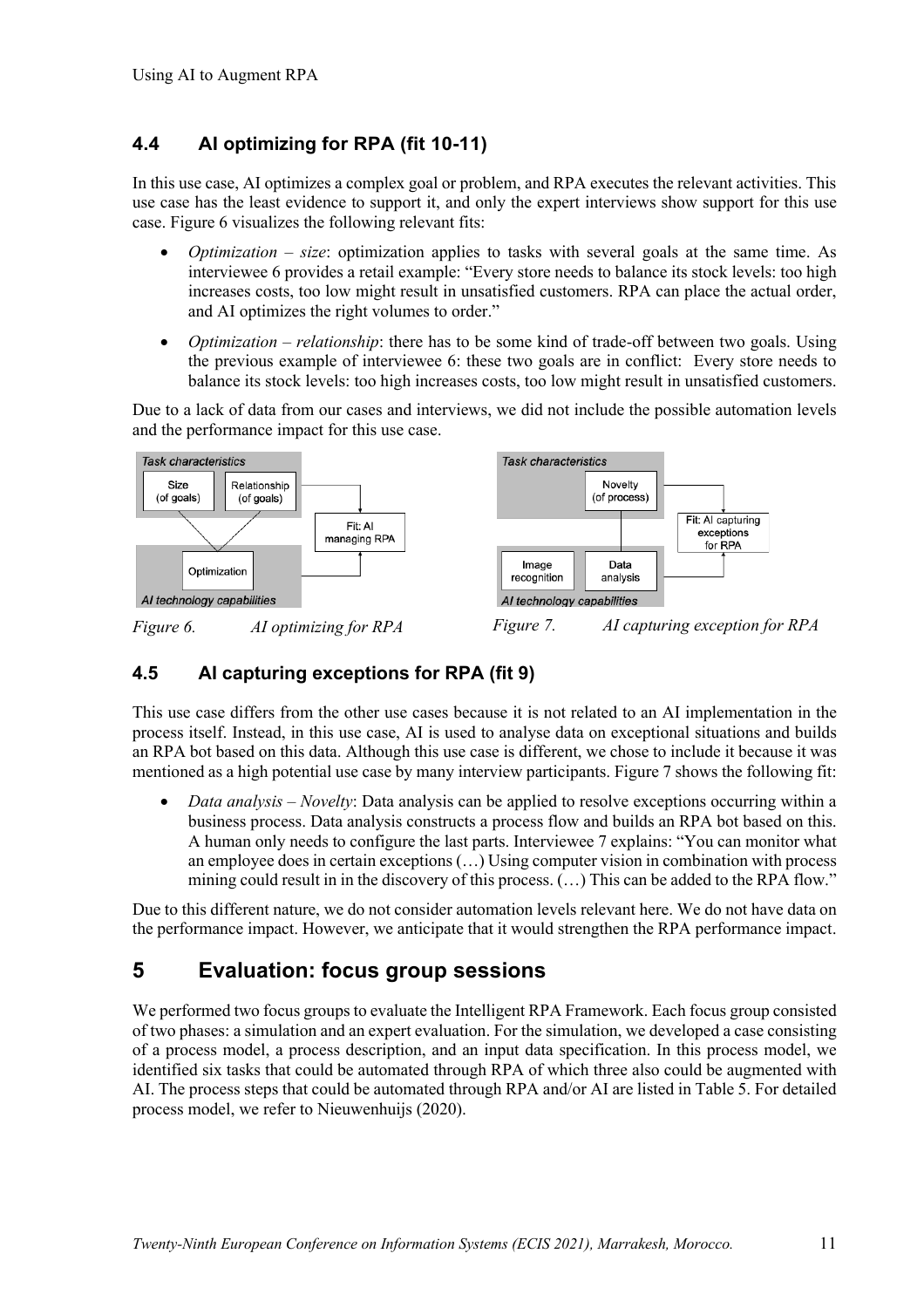### 4.4 AI optimizing for RPA (fit 10-11)

In this use case, AI optimizes a complex goal or problem, and RPA executes the relevant activities. This use case has the least evidence to support it, and only the expert interviews show support for this use case. Figure 6 visualizes the following relevant fits:

- *Optimization – size*: optimization applies to tasks with several goals at the same time. As interviewee 6 provides a retail example: "Every store needs to balance its stock levels: too high increases costs, too low might result in unsatisfied customers. RPA can place the actual order, and AI optimizes the right volumes to order."
- *Optimization – relationship*: there has to be some kind of trade-off between two goals. Using the previous example of interviewee 6: these two goals are in conflict: Every store needs to balance its stock levels: too high increases costs, too low might result in unsatisfied customers.

Due to a lack of data from our cases and interviews, we did not include the possible automation levels and the performance impact for this use case.

Task characteristics
Size (of goals)
Relationship (of goals)
Fit: AI managing RPA
Optimization
AI technology capabilities

*Figure 6. AI optimizing for RPA*

Task characteristics
Novelty (of process)
Fit: AI capturing exceptions for RPA
Image recognition
Data analysis
AI technology capabilities

*Figure 7. AI capturing exception for RPA*

### 4.5 AI capturing exceptions for RPA (fit 9)

This use case differs from the other use cases because it is not related to an AI implementation in the process itself. Instead, in this use case, AI is used to analyse data on exceptional situations and builds an RPA bot based on this data. Although this use case is different, we chose to include it because it was mentioned as a high potential use case by many interview participants. Figure 7 shows the following fit:

- *Data analysis – Novelty*: Data analysis can be applied to resolve exceptions occurring within a business process. Data analysis constructs a process flow and builds an RPA bot based on this. A human only needs to configure the last parts. Interviewee 7 explains: "You can monitor what an employee does in certain exceptions (…) Using computer vision in combination with process mining could result in in the discovery of this process. (…) This can be added to the RPA flow."

Due to this different nature, we do not consider automation levels relevant here. We do not have data on the performance impact. However, we anticipate that it would strengthen the RPA performance impact.

## 5 Evaluation: focus group sessions

We performed two focus groups to evaluate the Intelligent RPA Framework. Each focus group consisted of two phases: a simulation and an expert evaluation. For the simulation, we developed a case consisting of a process model, a process description, and an input data specification. In this process model, we identified six tasks that could be automated through RPA of which three also could be augmented with AI. The process steps that could be automated through RPA and/or AI are listed in Table 5. For detailed process model, we refer to Nieuwenhuijs (2020).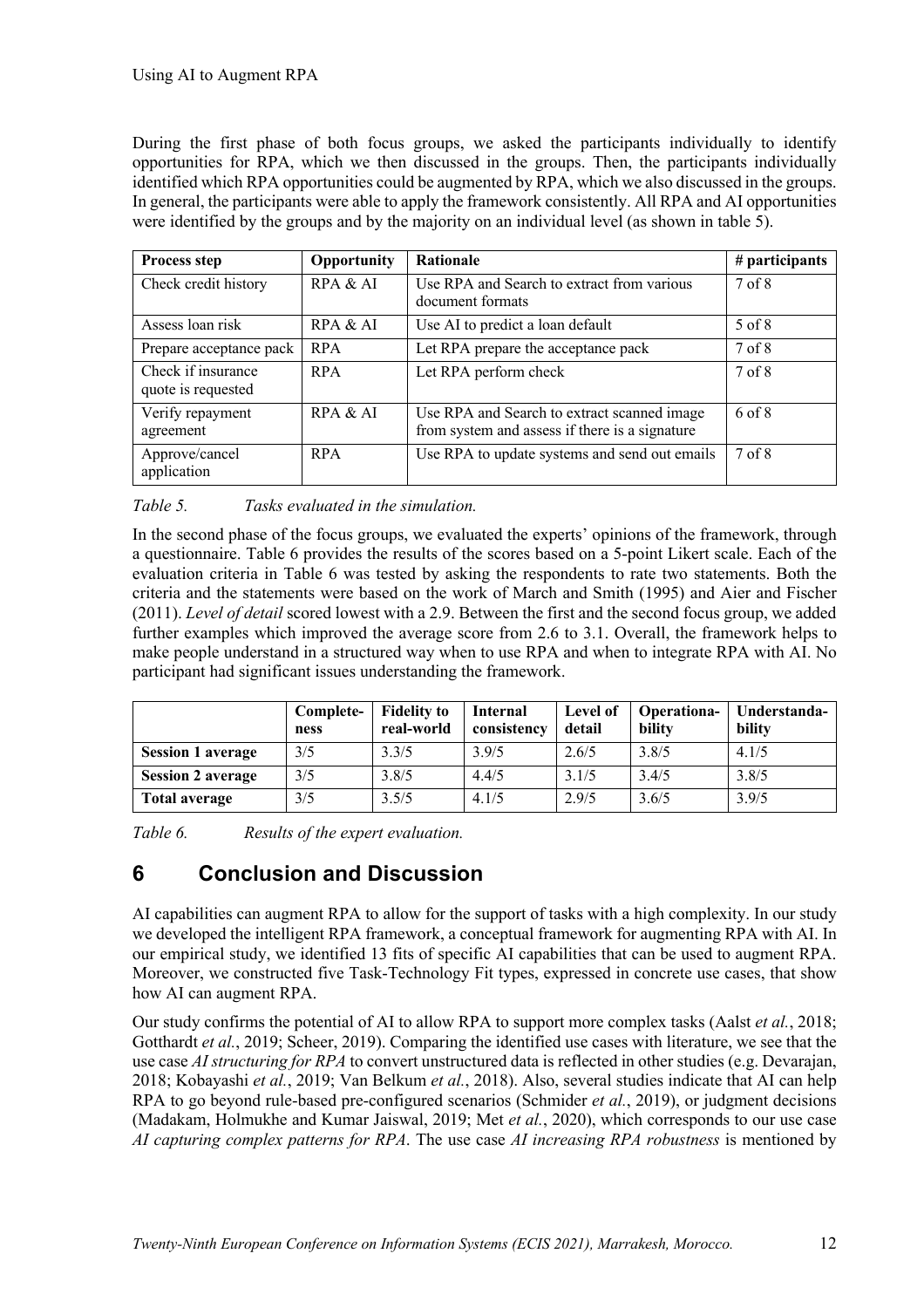During the first phase of both focus groups, we asked the participants individually to identify opportunities for RPA, which we then discussed in the groups. Then, the participants individually identified which RPA opportunities could be augmented by RPA, which we also discussed in the groups. In general, the participants were able to apply the framework consistently. All RPA and AI opportunities were identified by the groups and by the majority on an individual level (as shown in table 5).

| Process step | Opportunity | Rationale | # participants |
|---|---|---|---|
| Check credit history | RPA & AI | Use RPA and Search to extract from various document formats | 7 of 8 |
| Assess loan risk | RPA & AI | Use AI to predict a loan default | 5 of 8 |
| Prepare acceptance pack | RPA | Let RPA prepare the acceptance pack | 7 of 8 |
| Check if insurance quote is requested | RPA | Let RPA perform check | 7 of 8 |
| Verify repayment agreement | RPA & AI | Use RPA and Search to extract scanned image from system and assess if there is a signature | 6 of 8 |
| Approve/cancel application | RPA | Use RPA to update systems and send out emails | 7 of 8 |

*Table 5. Tasks evaluated in the simulation.*

In the second phase of the focus groups, we evaluated the experts' opinions of the framework, through a questionnaire. Table 6 provides the results of the scores based on a 5-point Likert scale. Each of the evaluation criteria in Table 6 was tested by asking the respondents to rate two statements. Both the criteria and the statements were based on the work of March and Smith (1995) and Aier and Fischer (2011). *Level of detail* scored lowest with a 2.9. Between the first and the second focus group, we added further examples which improved the average score from 2.6 to 3.1. Overall, the framework helps to make people understand in a structured way when to use RPA and when to integrate RPA with AI. No participant had significant issues understanding the framework.

| | Completeness | Fidelity to real-world | Internal consistency | Level of detail | Operationability | Understandability |
|---|---|---|---|---|---|---|
| **Session 1 average** | 3/5 | 3.3/5 | 3.9/5 | 2.6/5 | 3.8/5 | 4.1/5 |
| **Session 2 average** | 3/5 | 3.8/5 | 4.4/5 | 3.1/5 | 3.4/5 | 3.8/5 |
| **Total average** | 3/5 | 3.5/5 | 4.1/5 | 2.9/5 | 3.6/5 | 3.9/5 |

*Table 6. Results of the expert evaluation.*

## 6 Conclusion and Discussion

AI capabilities can augment RPA to allow for the support of tasks with a high complexity. In our study we developed the intelligent RPA framework, a conceptual framework for augmenting RPA with AI. In our empirical study, we identified 13 fits of specific AI capabilities that can be used to augment RPA. Moreover, we constructed five Task-Technology Fit types, expressed in concrete use cases, that show how AI can augment RPA.

Our study confirms the potential of AI to allow RPA to support more complex tasks (Aalst *et al.*, 2018; Gotthardt *et al.*, 2019; Scheer, 2019). Comparing the identified use cases with literature, we see that the use case *AI structuring for RPA* to convert unstructured data is reflected in other studies (e.g. Devarajan, 2018; Kobayashi *et al.*, 2019; Van Belkum *et al.*, 2018). Also, several studies indicate that AI can help RPA to go beyond rule-based pre-configured scenarios (Schmider *et al.*, 2019), or judgment decisions (Madakam, Holmukhe and Kumar Jaiswal, 2019; Met *et al.*, 2020), which corresponds to our use case *AI capturing complex patterns for RPA*. The use case *AI increasing RPA robustness* is mentioned by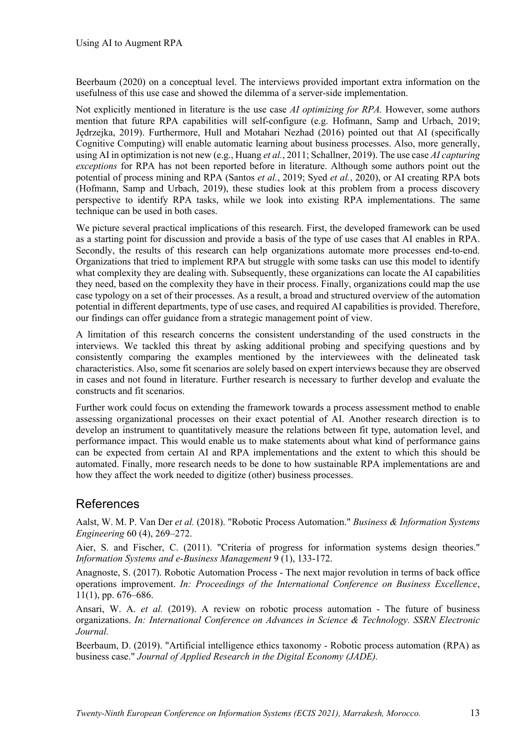Beerbaum (2020) on a conceptual level. The interviews provided important extra information on the usefulness of this use case and showed the dilemma of a server-side implementation.

Not explicitly mentioned in literature is the use case *AI optimizing for RPA.* However, some authors mention that future RPA capabilities will self-configure (e.g. Hofmann, Samp and Urbach, 2019; Jędrzejka, 2019). Furthermore, Hull and Motahari Nezhad (2016) pointed out that AI (specifically Cognitive Computing) will enable automatic learning about business processes. Also, more generally, using AI in optimization is not new (e.g., Huang *et al.*, 2011; Schallner, 2019). The use case *AI capturing exceptions* for RPA has not been reported before in literature. Although some authors point out the potential of process mining and RPA (Santos *et al.*, 2019; Syed *et al.*, 2020), or AI creating RPA bots (Hofmann, Samp and Urbach, 2019), these studies look at this problem from a process discovery perspective to identify RPA tasks, while we look into existing RPA implementations. The same technique can be used in both cases.

We picture several practical implications of this research. First, the developed framework can be used as a starting point for discussion and provide a basis of the type of use cases that AI enables in RPA. Secondly, the results of this research can help organizations automate more processes end-to-end. Organizations that tried to implement RPA but struggle with some tasks can use this model to identify what complexity they are dealing with. Subsequently, these organizations can locate the AI capabilities they need, based on the complexity they have in their process. Finally, organizations could map the use case typology on a set of their processes. As a result, a broad and structured overview of the automation potential in different departments, type of use cases, and required AI capabilities is provided. Therefore, our findings can offer guidance from a strategic management point of view.

A limitation of this research concerns the consistent understanding of the used constructs in the interviews. We tackled this threat by asking additional probing and specifying questions and by consistently comparing the examples mentioned by the interviewees with the delineated task characteristics. Also, some fit scenarios are solely based on expert interviews because they are observed in cases and not found in literature. Further research is necessary to further develop and evaluate the constructs and fit scenarios.

Further work could focus on extending the framework towards a process assessment method to enable assessing organizational processes on their exact potential of AI. Another research direction is to develop an instrument to quantitatively measure the relations between fit type, automation level, and performance impact. This would enable us to make statements about what kind of performance gains can be expected from certain AI and RPA implementations and the extent to which this should be automated. Finally, more research needs to be done to how sustainable RPA implementations are and how they affect the work needed to digitize (other) business processes.

## References

Aalst, W. M. P. Van Der *et al.* (2018). "Robotic Process Automation." *Business & Information Systems Engineering* 60 (4), 269–272.

Aier, S. and Fischer, C. (2011). "Criteria of progress for information systems design theories." *Information Systems and e-Business Management* 9 (1), 133-172.

Anagnoste, S. (2017). Robotic Automation Process - The next major revolution in terms of back office operations improvement. *In: Proceedings of the International Conference on Business Excellence*, 11(1), pp. 676–686.

Ansari, W. A. *et al.* (2019). A review on robotic process automation - The future of business organizations. *In: International Conference on Advances in Science & Technology. SSRN Electronic Journal.*

Beerbaum, D. (2019). "Artificial intelligence ethics taxonomy - Robotic process automation (RPA) as business case." *Journal of Applied Research in the Digital Economy (JADE).*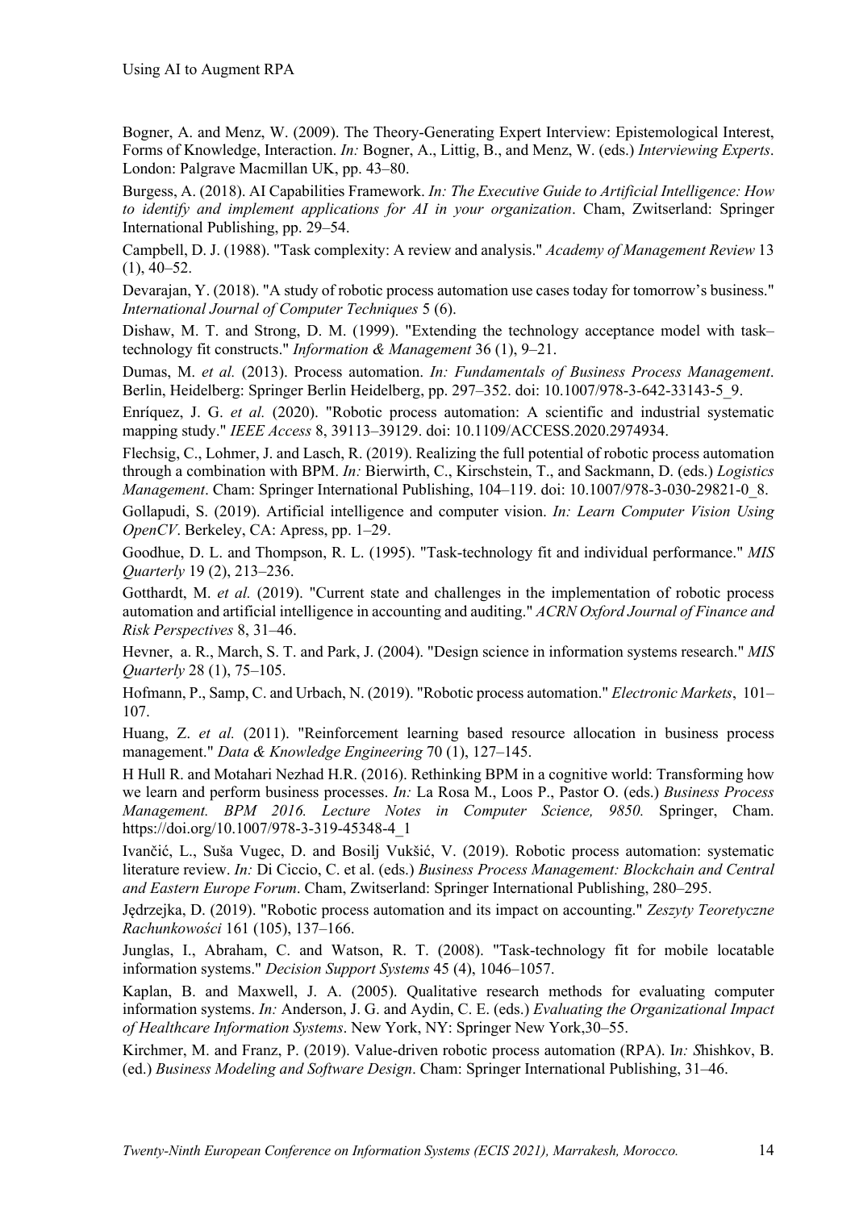Bogner, A. and Menz, W. (2009). The Theory-Generating Expert Interview: Epistemological Interest, Forms of Knowledge, Interaction. *In:* Bogner, A., Littig, B., and Menz, W. (eds.) *Interviewing Experts*. London: Palgrave Macmillan UK, pp. 43–80.

Burgess, A. (2018). AI Capabilities Framework. *In: The Executive Guide to Artificial Intelligence: How to identify and implement applications for AI in your organization*. Cham, Zwitserland: Springer International Publishing, pp. 29–54.

Campbell, D. J. (1988). "Task complexity: A review and analysis." *Academy of Management Review* 13 (1), 40–52.

Devarajan, Y. (2018). "A study of robotic process automation use cases today for tomorrow's business." *International Journal of Computer Techniques* 5 (6).

Dishaw, M. T. and Strong, D. M. (1999). "Extending the technology acceptance model with task–technology fit constructs." *Information & Management* 36 (1), 9–21.

Dumas, M. *et al.* (2013). Process automation. *In: Fundamentals of Business Process Management*. Berlin, Heidelberg: Springer Berlin Heidelberg, pp. 297–352. doi: 10.1007/978-3-642-33143-5_9.

Enríquez, J. G. *et al.* (2020). "Robotic process automation: A scientific and industrial systematic mapping study." *IEEE Access* 8, 39113–39129. doi: 10.1109/ACCESS.2020.2974934.

Flechsig, C., Lohmer, J. and Lasch, R. (2019). Realizing the full potential of robotic process automation through a combination with BPM. *In:* Bierwirth, C., Kirschstein, T., and Sackmann, D. (eds.) *Logistics Management*. Cham: Springer International Publishing, 104–119. doi: 10.1007/978-3-030-29821-0_8.

Gollapudi, S. (2019). Artificial intelligence and computer vision. *In: Learn Computer Vision Using OpenCV*. Berkeley, CA: Apress, pp. 1–29.

Goodhue, D. L. and Thompson, R. L. (1995). "Task-technology fit and individual performance." *MIS Quarterly* 19 (2), 213–236.

Gotthardt, M. *et al.* (2019). "Current state and challenges in the implementation of robotic process automation and artificial intelligence in accounting and auditing." *ACRN Oxford Journal of Finance and Risk Perspectives* 8, 31–46.

Hevner, a. R., March, S. T. and Park, J. (2004). "Design science in information systems research." *MIS Quarterly* 28 (1), 75–105.

Hofmann, P., Samp, C. and Urbach, N. (2019). "Robotic process automation." *Electronic Markets*, 101–107.

Huang, Z. *et al.* (2011). "Reinforcement learning based resource allocation in business process management." *Data & Knowledge Engineering* 70 (1), 127–145.

H Hull R. and Motahari Nezhad H.R. (2016). Rethinking BPM in a cognitive world: Transforming how we learn and perform business processes. *In:* La Rosa M., Loos P., Pastor O. (eds.) *Business Process Management. BPM 2016. Lecture Notes in Computer Science, 9850.* Springer, Cham. https://doi.org/10.1007/978-3-319-45348-4_1

Ivančić, L., Suša Vugec, D. and Bosilj Vukšić, V. (2019). Robotic process automation: systematic literature review. *In:* Di Ciccio, C. et al. (eds.) *Business Process Management: Blockchain and Central and Eastern Europe Forum*. Cham, Zwitserland: Springer International Publishing, 280–295.

Jędrzejka, D. (2019). "Robotic process automation and its impact on accounting." *Zeszyty Teoretyczne Rachunkowości* 161 (105), 137–166.

Junglas, I., Abraham, C. and Watson, R. T. (2008). "Task-technology fit for mobile locatable information systems." *Decision Support Systems* 45 (4), 1046–1057.

Kaplan, B. and Maxwell, J. A. (2005). Qualitative research methods for evaluating computer information systems. *In:* Anderson, J. G. and Aydin, C. E. (eds.) *Evaluating the Organizational Impact of Healthcare Information Systems*. New York, NY: Springer New York,30–55.

Kirchmer, M. and Franz, P. (2019). Value-driven robotic process automation (RPA). I*n: S*hishkov, B. (ed.) *Business Modeling and Software Design*. Cham: Springer International Publishing, 31–46.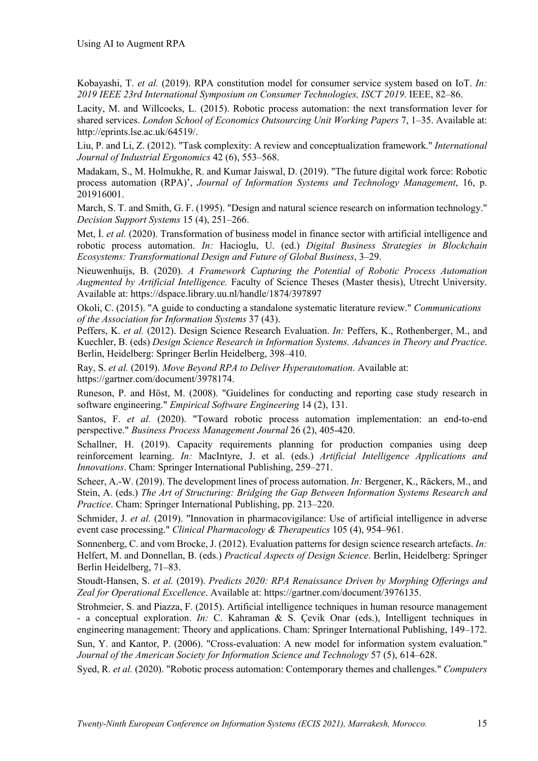Kobayashi, T. *et al.* (2019). RPA constitution model for consumer service system based on IoT. *In: 2019 IEEE 23rd International Symposium on Consumer Technologies, ISCT 2019*. IEEE, 82–86.

Lacity, M. and Willcocks, L. (2015). Robotic process automation: the next transformation lever for shared services. *London School of Economics Outsourcing Unit Working Papers* 7, 1–35. Available at: http://eprints.lse.ac.uk/64519/.

Liu, P. and Li, Z. (2012). "Task complexity: A review and conceptualization framework." *International Journal of Industrial Ergonomics* 42 (6), 553–568.

Madakam, S., M. Holmukhe, R. and Kumar Jaiswal, D. (2019). "The future digital work force: Robotic process automation (RPA)', *Journal of Information Systems and Technology Management*, 16, p. 201916001.

March, S. T. and Smith, G. F. (1995). "Design and natural science research on information technology." *Decision Support Systems* 15 (4), 251–266.

Met, İ. *et al.* (2020). Transformation of business model in finance sector with artificial intelligence and robotic process automation. *In:* Hacioglu, U. (ed.) *Digital Business Strategies in Blockchain Ecosystems: Transformational Design and Future of Global Business*, 3–29.

Nieuwenhuijs, B. (2020). *A Framework Capturing the Potential of Robotic Process Automation Augmented by Artificial Intelligence.* Faculty of Science Theses (Master thesis), Utrecht University. Available at: https://dspace.library.uu.nl/handle/1874/397897

Okoli, C. (2015). "A guide to conducting a standalone systematic literature review." *Communications of the Association for Information Systems* 37 (43).

Peffers, K. *et al.* (2012). Design Science Research Evaluation. *In:* Peffers, K., Rothenberger, M., and Kuechler, B. (eds) *Design Science Research in Information Systems. Advances in Theory and Practice*. Berlin, Heidelberg: Springer Berlin Heidelberg, 398–410.

Ray, S. *et al.* (2019). *Move Beyond RPA to Deliver Hyperautomation*. Available at: https://gartner.com/document/3978174.

Runeson, P. and Höst, M. (2008). "Guidelines for conducting and reporting case study research in software engineering." *Empirical Software Engineering* 14 (2), 131.

Santos, F. *et al.* (2020). "Toward robotic process automation implementation: an end-to-end perspective." *Business Process Management Journal* 26 (2), 405-420.

Schallner, H. (2019). Capacity requirements planning for production companies using deep reinforcement learning. *In:* MacIntyre, J. et al. (eds.) *Artificial Intelligence Applications and Innovations*. Cham: Springer International Publishing, 259–271.

Scheer, A.-W. (2019). The development lines of process automation. *In:* Bergener, K., Räckers, M., and Stein, A. (eds.) *The Art of Structuring: Bridging the Gap Between Information Systems Research and Practice*. Cham: Springer International Publishing, pp. 213–220.

Schmider, J. *et al.* (2019). "Innovation in pharmacovigilance: Use of artificial intelligence in adverse event case processing." *Clinical Pharmacology & Therapeutics* 105 (4), 954–961.

Sonnenberg, C. and vom Brocke, J. (2012). Evaluation patterns for design science research artefacts. *In:* Helfert, M. and Donnellan, B. (eds.) *Practical Aspects of Design Science*. Berlin, Heidelberg: Springer Berlin Heidelberg, 71–83.

Stoudt-Hansen, S. *et al.* (2019). *Predicts 2020: RPA Renaissance Driven by Morphing Offerings and Zeal for Operational Excellence*. Available at: https://gartner.com/document/3976135.

Strohmeier, S. and Piazza, F. (2015). Artificial intelligence techniques in human resource management - a conceptual exploration. *In:* C. Kahraman & S. Çevik Onar (eds.), Intelligent techniques in engineering management: Theory and applications. Cham: Springer International Publishing, 149–172.

Sun, Y. and Kantor, P. (2006). "Cross-evaluation: A new model for information system evaluation." *Journal of the American Society for Information Science and Technology* 57 (5), 614–628.

Syed, R. *et al.* (2020). "Robotic process automation: Contemporary themes and challenges." *Computers*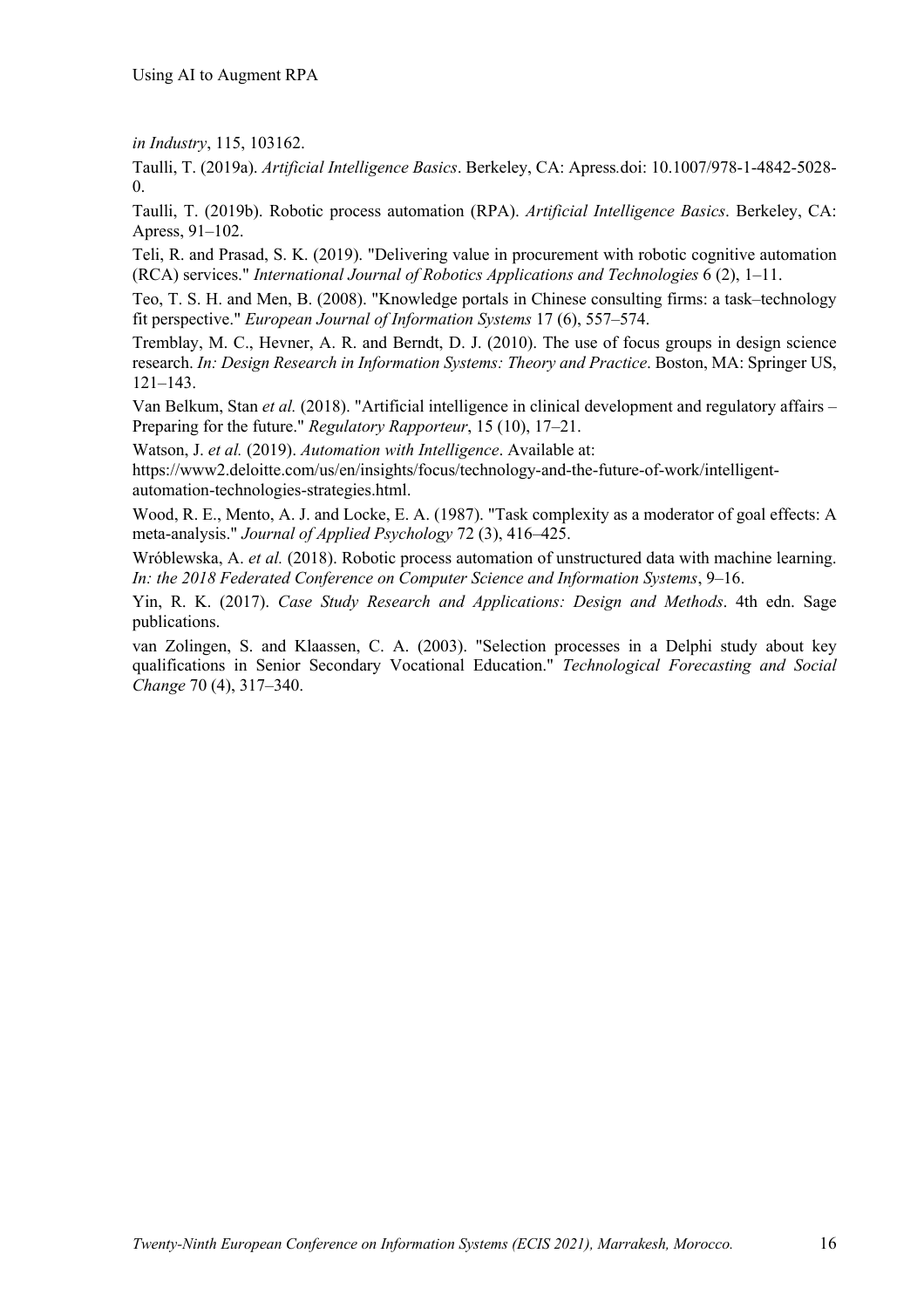*in Industry*, 115, 103162.

Taulli, T. (2019a). *Artificial Intelligence Basics*. Berkeley, CA: Apress.doi: 10.1007/978-1-4842-5028-0.

Taulli, T. (2019b). Robotic process automation (RPA). *Artificial Intelligence Basics*. Berkeley, CA: Apress, 91–102.

Teli, R. and Prasad, S. K. (2019). "Delivering value in procurement with robotic cognitive automation (RCA) services." *International Journal of Robotics Applications and Technologies* 6 (2), 1–11.

Teo, T. S. H. and Men, B. (2008). "Knowledge portals in Chinese consulting firms: a task–technology fit perspective." *European Journal of Information Systems* 17 (6), 557–574.

Tremblay, M. C., Hevner, A. R. and Berndt, D. J. (2010). The use of focus groups in design science research. *In: Design Research in Information Systems: Theory and Practice*. Boston, MA: Springer US, 121–143.

Van Belkum, Stan *et al.* (2018). "Artificial intelligence in clinical development and regulatory affairs – Preparing for the future." *Regulatory Rapporteur*, 15 (10), 17–21.

Watson, J. *et al.* (2019). *Automation with Intelligence*. Available at: https://www2.deloitte.com/us/en/insights/focus/technology-and-the-future-of-work/intelligent-automation-technologies-strategies.html.

Wood, R. E., Mento, A. J. and Locke, E. A. (1987). "Task complexity as a moderator of goal effects: A meta-analysis." *Journal of Applied Psychology* 72 (3), 416–425.

Wróblewska, A. *et al.* (2018). Robotic process automation of unstructured data with machine learning. *In: the 2018 Federated Conference on Computer Science and Information Systems*, 9–16.

Yin, R. K. (2017). *Case Study Research and Applications: Design and Methods*. 4th edn. Sage publications.

van Zolingen, S. and Klaassen, C. A. (2003). "Selection processes in a Delphi study about key qualifications in Senior Secondary Vocational Education." *Technological Forecasting and Social Change* 70 (4), 317–340.